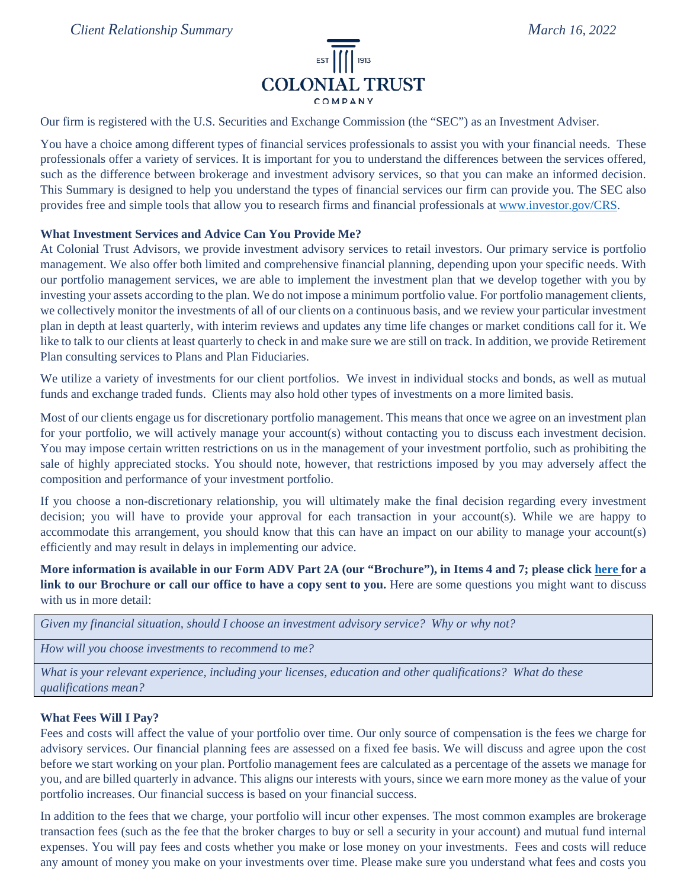*Client Relationship Summary* *March 16, 2022*

COLONIAL TRUST COMPANY

Our firm is registered with the U.S. Securities and Exchange Commission (the "SEC") as an Investment Adviser.

You have a choice among different types of financial services professionals to assist you with your financial needs. These professionals offer a variety of services. It is important for you to understand the differences between the services offered, such as the difference between brokerage and investment advisory services, so that you can make an informed decision. This Summary is designed to help you understand the types of financial services our firm can provide you. The SEC also provides free and simple tools that allow you to research firms and financial professionals at [www.investor.gov/CRS](www.investor.gov/CRS).

**What Investment Services and Advice Can You Provide Me?**

At Colonial Trust Advisors, we provide investment advisory services to retail investors. Our primary service is portfolio management. We also offer both limited and comprehensive financial planning, depending upon your specific needs. With our portfolio management services, we are able to implement the investment plan that we develop together with you by investing your assets according to the plan. We do not impose a minimum portfolio value. For portfolio management clients, we collectively monitor the investments of all of our clients on a continuous basis, and we review your particular investment plan in depth at least quarterly, with interim reviews and updates any time life changes or market conditions call for it. We like to talk to our clients at least quarterly to check in and make sure we are still on track. In addition, we provide Retirement Plan consulting services to Plans and Plan Fiduciaries.

We utilize a variety of investments for our client portfolios. We invest in individual stocks and bonds, as well as mutual funds and exchange traded funds. Clients may also hold other types of investments on a more limited basis.

Most of our clients engage us for discretionary portfolio management. This means that once we agree on an investment plan for your portfolio, we will actively manage your account(s) without contacting you to discuss each investment decision. You may impose certain written restrictions on us in the management of your investment portfolio, such as prohibiting the sale of highly appreciated stocks. You should note, however, that restrictions imposed by you may adversely affect the composition and performance of your investment portfolio.

If you choose a non-discretionary relationship, you will ultimately make the final decision regarding every investment decision; you will have to provide your approval for each transaction in your account(s). While we are happy to accommodate this arrangement, you should know that this can have an impact on our ability to manage your account(s) efficiently and may result in delays in implementing our advice.

**More information is available in our Form ADV Part 2A (our "Brochure"), in Items 4 and 7; please click here for a link to our Brochure or call our office to have a copy sent to you.** Here are some questions you might want to discuss with us in more detail:

| *Given my financial situation, should I choose an investment advisory service? Why or why not?* |
|---|
| *How will you choose investments to recommend to me?* |
| *What is your relevant experience, including your licenses, education and other qualifications? What do these qualifications mean?* |

**What Fees Will I Pay?**

Fees and costs will affect the value of your portfolio over time. Our only source of compensation is the fees we charge for advisory services. Our financial planning fees are assessed on a fixed fee basis. We will discuss and agree upon the cost before we start working on your plan. Portfolio management fees are calculated as a percentage of the assets we manage for you, and are billed quarterly in advance. This aligns our interests with yours, since we earn more money as the value of your portfolio increases. Our financial success is based on your financial success.

In addition to the fees that we charge, your portfolio will incur other expenses. The most common examples are brokerage transaction fees (such as the fee that the broker charges to buy or sell a security in your account) and mutual fund internal expenses. You will pay fees and costs whether you make or lose money on your investments. Fees and costs will reduce any amount of money you make on your investments over time. Please make sure you understand what fees and costs you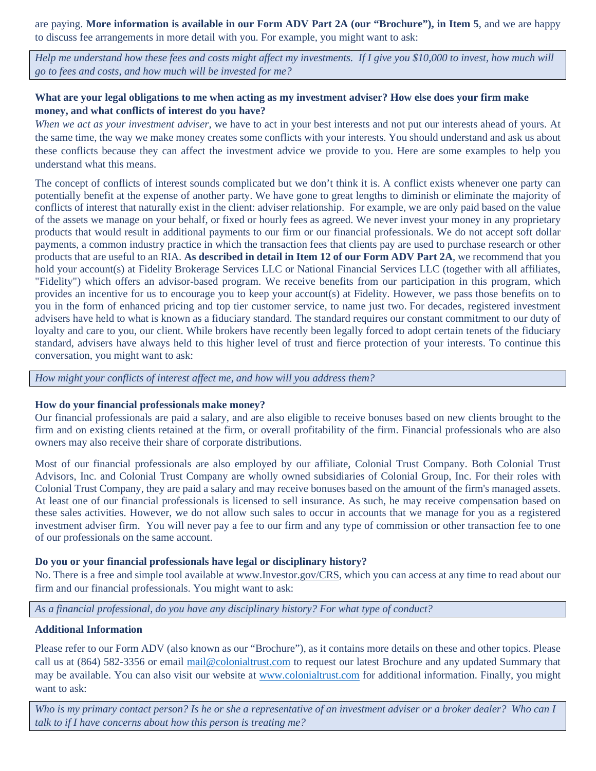are paying. **More information is available in our Form ADV Part 2A (our "Brochure"), in Item 5**, and we are happy to discuss fee arrangements in more detail with you. For example, you might want to ask:

> *Help me understand how these fees and costs might affect my investments. If I give you $10,000 to invest, how much will go to fees and costs, and how much will be invested for me?*

**What are your legal obligations to me when acting as my investment adviser? How else does your firm make money, and what conflicts of interest do you have?**

*When we act as your investment adviser*, we have to act in your best interests and not put our interests ahead of yours. At the same time, the way we make money creates some conflicts with your interests. You should understand and ask us about these conflicts because they can affect the investment advice we provide to you. Here are some examples to help you understand what this means.

The concept of conflicts of interest sounds complicated but we don't think it is. A conflict exists whenever one party can potentially benefit at the expense of another party. We have gone to great lengths to diminish or eliminate the majority of conflicts of interest that naturally exist in the client: adviser relationship. For example, we are only paid based on the value of the assets we manage on your behalf, or fixed or hourly fees as agreed. We never invest your money in any proprietary products that would result in additional payments to our firm or our financial professionals. We do not accept soft dollar payments, a common industry practice in which the transaction fees that clients pay are used to purchase research or other products that are useful to an RIA. **As described in detail in Item 12 of our Form ADV Part 2A**, we recommend that you hold your account(s) at Fidelity Brokerage Services LLC or National Financial Services LLC (together with all affiliates, "Fidelity") which offers an advisor-based program. We receive benefits from our participation in this program, which provides an incentive for us to encourage you to keep your account(s) at Fidelity. However, we pass those benefits on to you in the form of enhanced pricing and top tier customer service, to name just two. For decades, registered investment advisers have held to what is known as a fiduciary standard. The standard requires our constant commitment to our duty of loyalty and care to you, our client. While brokers have recently been legally forced to adopt certain tenets of the fiduciary standard, advisers have always held to this higher level of trust and fierce protection of your interests. To continue this conversation, you might want to ask:

> *How might your conflicts of interest affect me, and how will you address them?*

**How do your financial professionals make money?**

Our financial professionals are paid a salary, and are also eligible to receive bonuses based on new clients brought to the firm and on existing clients retained at the firm, or overall profitability of the firm. Financial professionals who are also owners may also receive their share of corporate distributions.

Most of our financial professionals are also employed by our affiliate, Colonial Trust Company. Both Colonial Trust Advisors, Inc. and Colonial Trust Company are wholly owned subsidiaries of Colonial Group, Inc. For their roles with Colonial Trust Company, they are paid a salary and may receive bonuses based on the amount of the firm's managed assets. At least one of our financial professionals is licensed to sell insurance. As such, he may receive compensation based on these sales activities. However, we do not allow such sales to occur in accounts that we manage for you as a registered investment adviser firm. You will never pay a fee to our firm and any type of commission or other transaction fee to one of our professionals on the same account.

**Do you or your financial professionals have legal or disciplinary history?**

No. There is a free and simple tool available at www.Investor.gov/CRS, which you can access at any time to read about our firm and our financial professionals. You might want to ask:

> *As a financial professional, do you have any disciplinary history? For what type of conduct?*

**Additional Information**

Please refer to our Form ADV (also known as our "Brochure"), as it contains more details on these and other topics. Please call us at (864) 582-3356 or email mail@colonialtrust.com to request our latest Brochure and any updated Summary that may be available. You can also visit our website at www.colonialtrust.com for additional information. Finally, you might want to ask:

> *Who is my primary contact person? Is he or she a representative of an investment adviser or a broker dealer? Who can I talk to if I have concerns about how this person is treating me?*